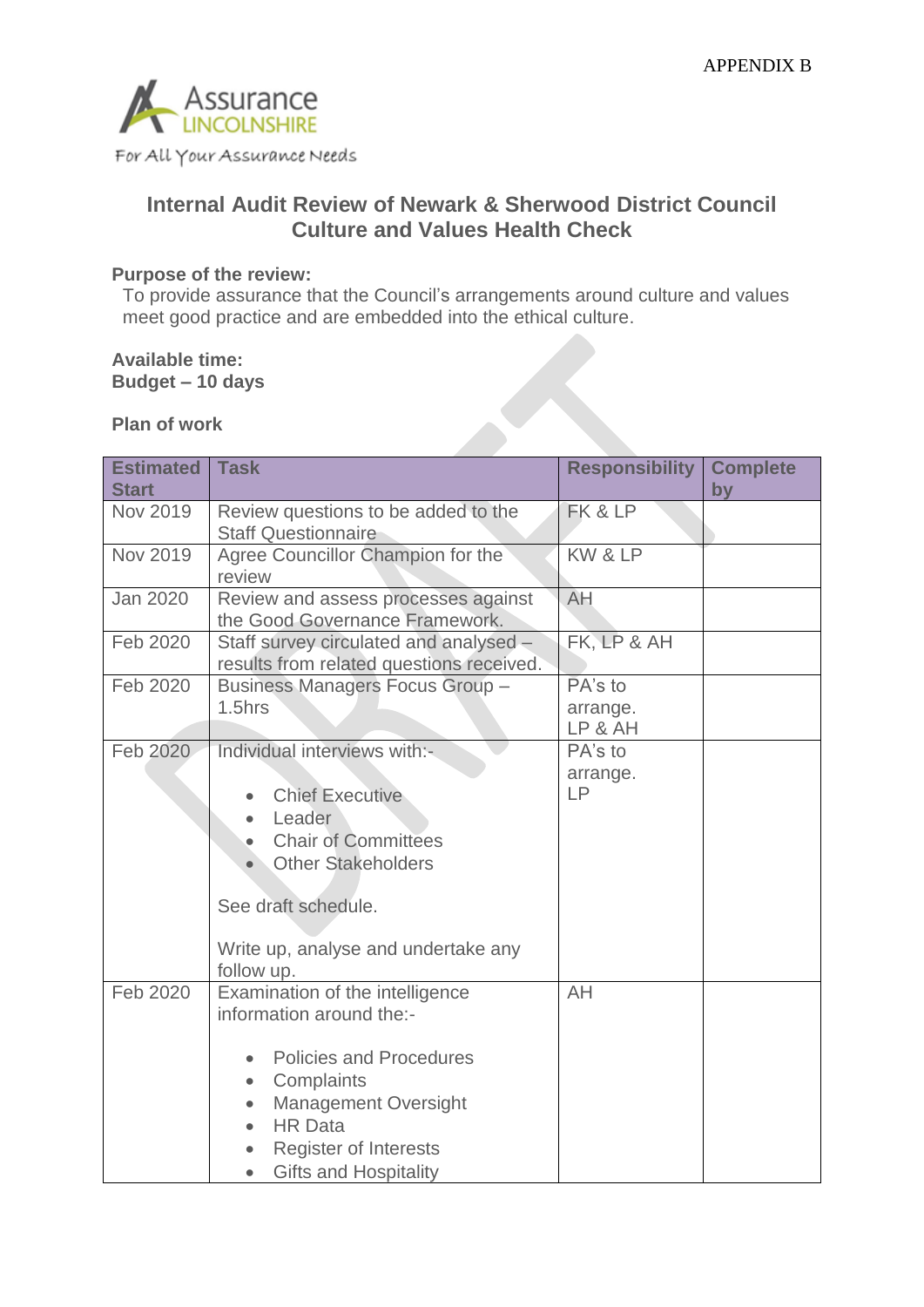APPENDIX B

Assurance LINCOLNSHIRE

For All Your Assurance Needs

## Internal Audit Review of Newark & Sherwood District Council Culture and Values Health Check

**Purpose of the review:**

To provide assurance that the Council's arrangements around culture and values meet good practice and are embedded into the ethical culture.

**Available time:**

**Budget – 10 days**

**Plan of work**

| Estimated Start | Task | Responsibility | Complete by |
|---|---|---|---|
| Nov 2019 | Review questions to be added to the Staff Questionnaire | FK & LP | |
| Nov 2019 | Agree Councillor Champion for the review | KW & LP | |
| Jan 2020 | Review and assess processes against the Good Governance Framework. | AH | |
| Feb 2020 | Staff survey circulated and analysed – results from related questions received. | FK, LP & AH | |
| Feb 2020 | Business Managers Focus Group – 1.5hrs | PA's to arrange. LP & AH | |
| Feb 2020 | Individual interviews with:- <br>• Chief Executive <br>• Leader <br>• Chair of Committees <br>• Other Stakeholders <br><br>See draft schedule. <br><br>Write up, analyse and undertake any follow up. | PA's to arrange. LP | |
| Feb 2020 | Examination of the intelligence information around the:- <br>• Policies and Procedures <br>• Complaints <br>• Management Oversight <br>• HR Data <br>• Register of Interests <br>• Gifts and Hospitality | AH | |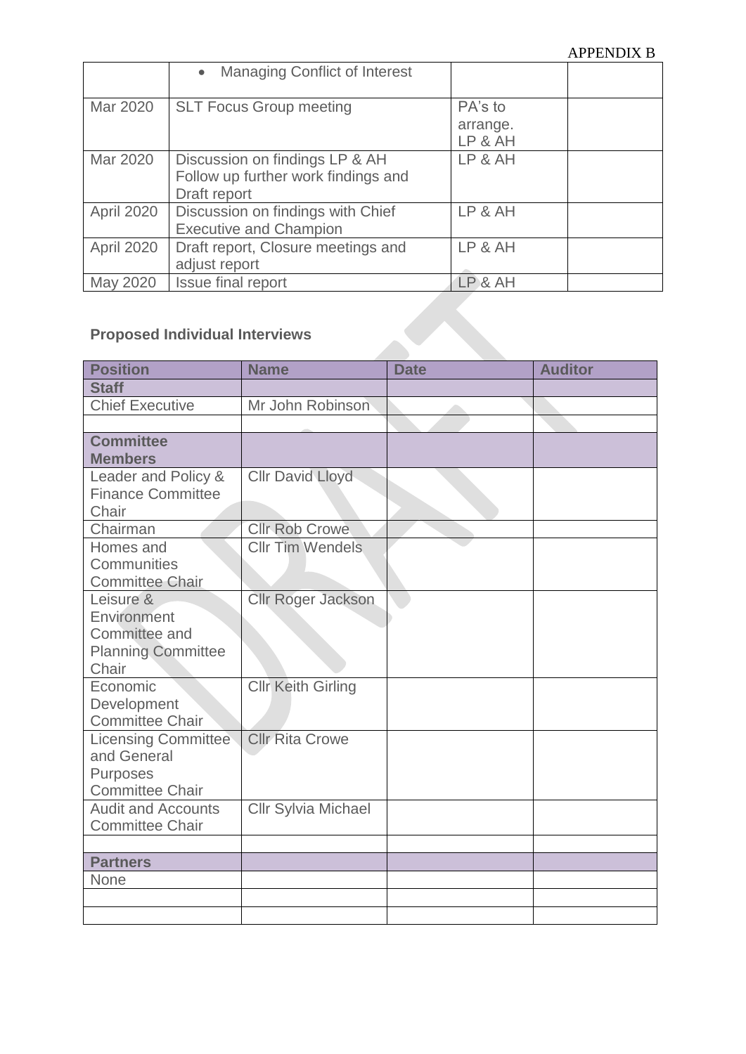APPENDIX B

| | | | |
|---|---|---|---|
| | • Managing Conflict of Interest | | |
| Mar 2020 | SLT Focus Group meeting | PA's to arrange. LP & AH | |
| Mar 2020 | Discussion on findings LP & AH Follow up further work findings and Draft report | LP & AH | |
| April 2020 | Discussion on findings with Chief Executive and Champion | LP & AH | |
| April 2020 | Draft report, Closure meetings and adjust report | LP & AH | |
| May 2020 | Issue final report | LP & AH | |

**Proposed Individual Interviews**

| Position | Name | Date | Auditor |
|---|---|---|---|
| **Staff** | | | |
| Chief Executive | Mr John Robinson | | |
| | | | |
| **Committee Members** | | | |
| Leader and Policy & Finance Committee Chair | Cllr David Lloyd | | |
| Chairman | Cllr Rob Crowe | | |
| Homes and Communities Committee Chair | Cllr Tim Wendels | | |
| Leisure & Environment Committee and Planning Committee Chair | Cllr Roger Jackson | | |
| Economic Development Committee Chair | Cllr Keith Girling | | |
| Licensing Committee and General Purposes Committee Chair | Cllr Rita Crowe | | |
| Audit and Accounts Committee Chair | Cllr Sylvia Michael | | |
| | | | |
| **Partners** | | | |
| None | | | |
| | | | |
| | | | |